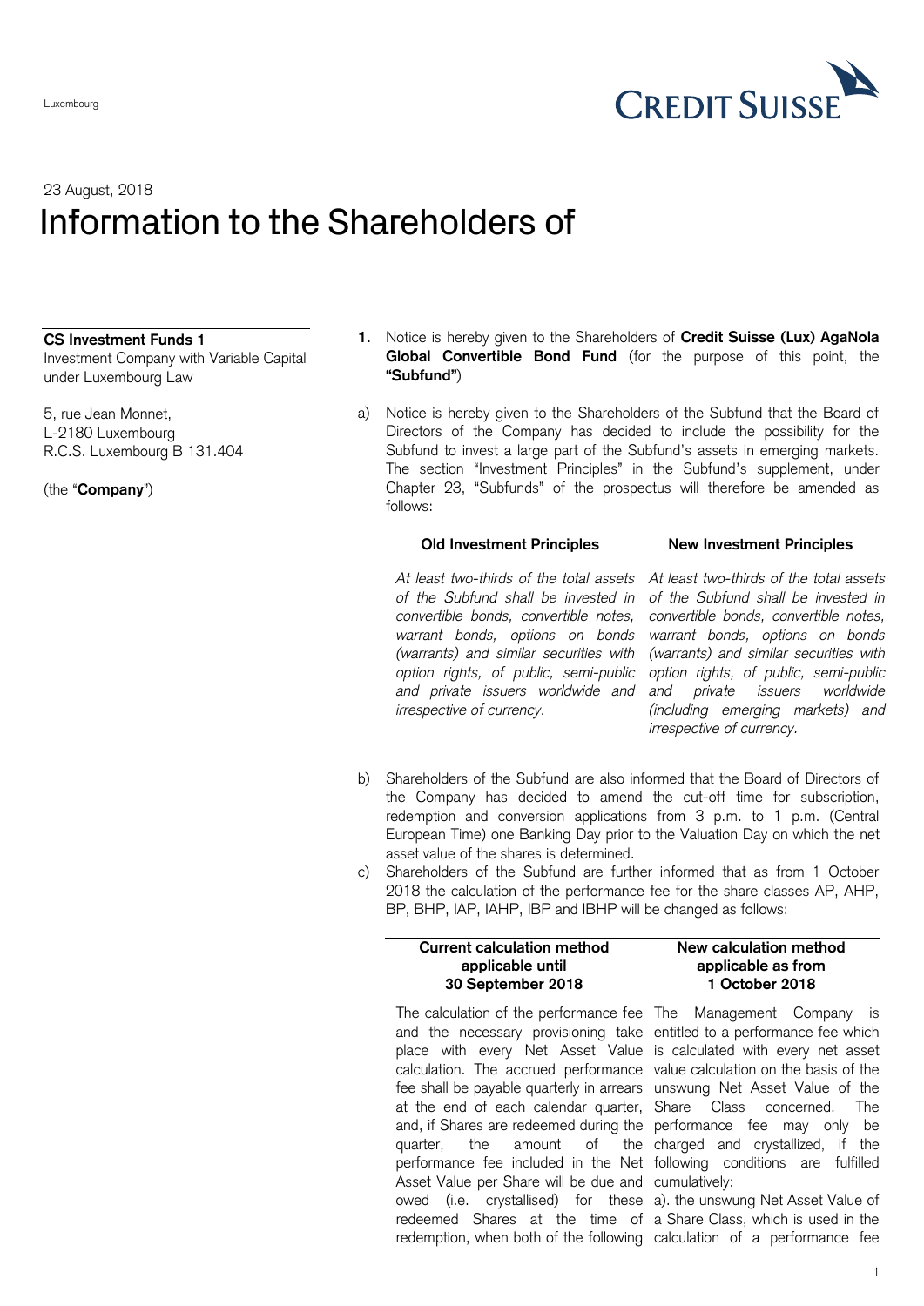Luxembourg

23 August, 2018

# Information to the Shareholders of

**CS Investment Funds 1**
Investment Company with Variable Capital under Luxembourg Law

5, rue Jean Monnet,
L-2180 Luxembourg
R.C.S. Luxembourg B 131.404

(the "**Company**")

**1.** Notice is hereby given to the Shareholders of **Credit Suisse (Lux) AgaNola Global Convertible Bond Fund** (for the purpose of this point, the **"Subfund"**)

a) Notice is hereby given to the Shareholders of the Subfund that the Board of Directors of the Company has decided to include the possibility for the Subfund to invest a large part of the Subfund's assets in emerging markets. The section "Investment Principles" in the Subfund's supplement, under Chapter 23, "Subfunds" of the prospectus will therefore be amended as follows:

| Old Investment Principles | New Investment Principles |
|---|---|
| *At least two-thirds of the total assets of the Subfund shall be invested in convertible bonds, convertible notes, warrant bonds, options on bonds (warrants) and similar securities with option rights, of public, semi-public and private issuers worldwide and irrespective of currency.* | *At least two-thirds of the total assets of the Subfund shall be invested in convertible bonds, convertible notes, warrant bonds, options on bonds (warrants) and similar securities with option rights, of public, semi-public and private issuers worldwide (including emerging markets) and irrespective of currency.* |

b) Shareholders of the Subfund are also informed that the Board of Directors of the Company has decided to amend the cut-off time for subscription, redemption and conversion applications from 3 p.m. to 1 p.m. (Central European Time) one Banking Day prior to the Valuation Day on which the net asset value of the shares is determined.

c) Shareholders of the Subfund are further informed that as from 1 October 2018 the calculation of the performance fee for the share classes AP, AHP, BP, BHP, IAP, IAHP, IBP and IBHP will be changed as follows:

| Current calculation method applicable until 30 September 2018 | New calculation method applicable as from 1 October 2018 |
|---|---|
| The calculation of the performance fee and the necessary provisioning take place with every Net Asset Value calculation. The accrued performance fee shall be payable quarterly in arrears at the end of each calendar quarter, and, if Shares are redeemed during the quarter, the amount of the performance fee included in the Net Asset Value per Share will be due and owed (i.e. crystallised) for these redeemed Shares at the time of redemption, when both of the following | The Management Company is entitled to a performance fee which is calculated with every net asset value calculation on the basis of the unswung Net Asset Value of the Share Class concerned. The performance fee may only be charged and crystallized, if the following conditions are fulfilled cumulatively: a). the unswung Net Asset Value of a Share Class, which is used in the calculation of a performance fee |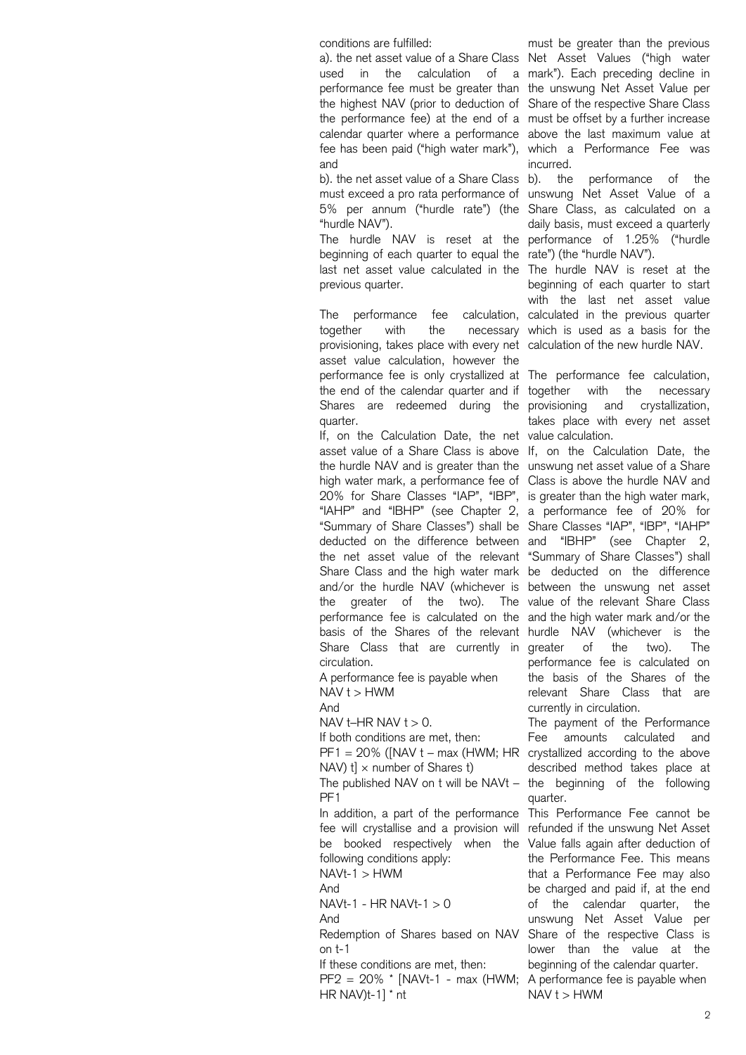conditions are fulfilled:

a). the net asset value of a Share Class used in the calculation of a performance fee must be greater than the highest NAV (prior to deduction of the performance fee) at the end of a calendar quarter where a performance fee has been paid ("high water mark"), and

b). the net asset value of a Share Class must exceed a pro rata performance of 5% per annum ("hurdle rate") (the "hurdle NAV").

The hurdle NAV is reset at the beginning of each quarter to equal the last net asset value calculated in the previous quarter.

The performance fee calculation, together with the necessary provisioning, takes place with every net asset value calculation, however the performance fee is only crystallized at the end of the calendar quarter and if Shares are redeemed during the quarter.

If, on the Calculation Date, the net asset value of a Share Class is above the hurdle NAV and is greater than the high water mark, a performance fee of 20% for Share Classes "IAP", "IBP", "IAHP" and "IBHP" (see Chapter 2, "Summary of Share Classes") shall be deducted on the difference between the net asset value of the relevant Share Class and the high water mark and/or the hurdle NAV (whichever is the greater of the two). The performance fee is calculated on the basis of the Shares of the relevant Share Class that are currently in circulation.

A performance fee is payable when

$NAV_t > HWM$

And

$NAV_t – HR\ NAV_t > 0$.

If both conditions are met, then:

$PF1 = 20\% \left( [NAV_t – \max(HWM; HR\ NAV)_t] \times \text{number of Shares}_t \right)$

The published NAV on t will be $NAV_t – PF1$

In addition, a part of the performance fee will crystallise and a provision will be booked respectively when the following conditions apply:

$NAV_{t-1} > HWM$

And

$NAV_{t-1} - HR\ NAV_{t-1} > 0$

And

Redemption of Shares based on NAV on t-1

If these conditions are met, then:

$PF2 = 20\% * [NAV_{t-1} - \max(HWM; HR\ NAV)_{t-1}] * n_t$

must be greater than the previous Net Asset Values ("high water mark"). Each preceding decline in the unswung Net Asset Value per Share of the respective Share Class must be offset by a further increase above the last maximum value at which a Performance Fee was incurred.

b). the performance of the unswung Net Asset Value of a Share Class, as calculated on a daily basis, must exceed a quarterly performance of 1.25% ("hurdle rate") (the "hurdle NAV").

The hurdle NAV is reset at the beginning of each quarter to start with the last net asset value calculated in the previous quarter which is used as a basis for the calculation of the new hurdle NAV.

The performance fee calculation, together with the necessary provisioning and crystallization, takes place with every net asset value calculation.

If, on the Calculation Date, the unswung net asset value of a Share Class is above the hurdle NAV and is greater than the high water mark, a performance fee of 20% for Share Classes "IAP", "IBP", "IAHP" and "IBHP" (see Chapter 2, "Summary of Share Classes") shall be deducted on the difference between the unswung net asset value of the relevant Share Class and the high water mark and/or the hurdle NAV (whichever is the greater of the two). The performance fee is calculated on the basis of the Shares of the relevant Share Class that are currently in circulation.

The payment of the Performance Fee amounts calculated and crystallized according to the above described method takes place at the beginning of the following quarter.

This Performance Fee cannot be refunded if the unswung Net Asset Value falls again after deduction of the Performance Fee. This means that a Performance Fee may also be charged and paid if, at the end of the calendar quarter, the unswung Net Asset Value per Share of the respective Class is lower than the value at the beginning of the calendar quarter.

A performance fee is payable when

$NAV_t > HWM$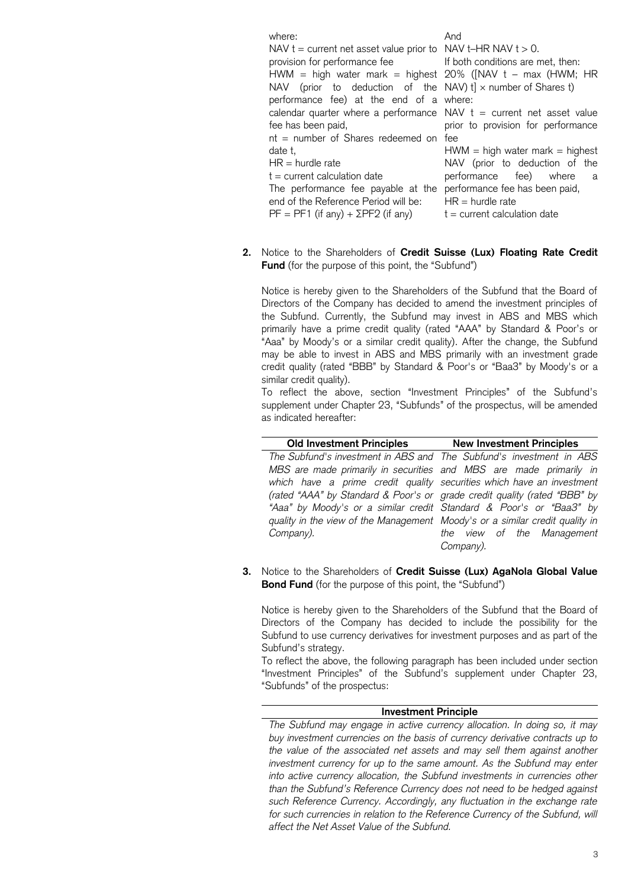where:

NAV t = current net asset value prior to provision for performance fee

HWM = high water mark = highest NAV (prior to deduction of the performance fee) at the end of a calendar quarter where a performance fee has been paid,

nt = number of Shares redeemed on date t,

HR = hurdle rate

t = current calculation date

The performance fee payable at the end of the Reference Period will be:

PF = PF1 (if any) + ΣPF2 (if any)

And

NAV t–HR NAV t > 0.

If both conditions are met, then:

20% ([NAV t – max (HWM; HR NAV) t] × number of Shares t)

where:

NAV t = current net asset value prior to provision for performance fee

HWM = high water mark = highest NAV (prior to deduction of the performance fee) where a performance fee has been paid,

HR = hurdle rate

t = current calculation date

**2.** Notice to the Shareholders of **Credit Suisse (Lux) Floating Rate Credit Fund** (for the purpose of this point, the "Subfund")

Notice is hereby given to the Shareholders of the Subfund that the Board of Directors of the Company has decided to amend the investment principles of the Subfund. Currently, the Subfund may invest in ABS and MBS which primarily have a prime credit quality (rated "AAA" by Standard & Poor's or "Aaa" by Moody's or a similar credit quality). After the change, the Subfund may be able to invest in ABS and MBS primarily with an investment grade credit quality (rated "BBB" by Standard & Poor's or "Baa3" by Moody's or a similar credit quality).

To reflect the above, section "Investment Principles" of the Subfund's supplement under Chapter 23, "Subfunds" of the prospectus, will be amended as indicated hereafter:

| Old Investment Principles | New Investment Principles |
|---|---|
| *The Subfund's investment in ABS and MBS are made primarily in securities which have a prime credit quality (rated "AAA" by Standard & Poor's or "Aaa" by Moody's or a similar credit quality in the view of the Management Company).* | *The Subfund's investment in ABS and MBS are made primarily in securities which have an investment grade credit quality (rated "BBB" by Standard & Poor's or "Baa3" by Moody's or a similar credit quality in the view of the Management Company).* |

**3.** Notice to the Shareholders of **Credit Suisse (Lux) AgaNola Global Value Bond Fund** (for the purpose of this point, the "Subfund")

Notice is hereby given to the Shareholders of the Subfund that the Board of Directors of the Company has decided to include the possibility for the Subfund to use currency derivatives for investment purposes and as part of the Subfund's strategy.

To reflect the above, the following paragraph has been included under section "Investment Principles" of the Subfund's supplement under Chapter 23, "Subfunds" of the prospectus:

| Investment Principle |
|---|
| *The Subfund may engage in active currency allocation. In doing so, it may buy investment currencies on the basis of currency derivative contracts up to the value of the associated net assets and may sell them against another investment currency for up to the same amount. As the Subfund may enter into active currency allocation, the Subfund investments in currencies other than the Subfund's Reference Currency does not need to be hedged against such Reference Currency. Accordingly, any fluctuation in the exchange rate for such currencies in relation to the Reference Currency of the Subfund, will affect the Net Asset Value of the Subfund.* |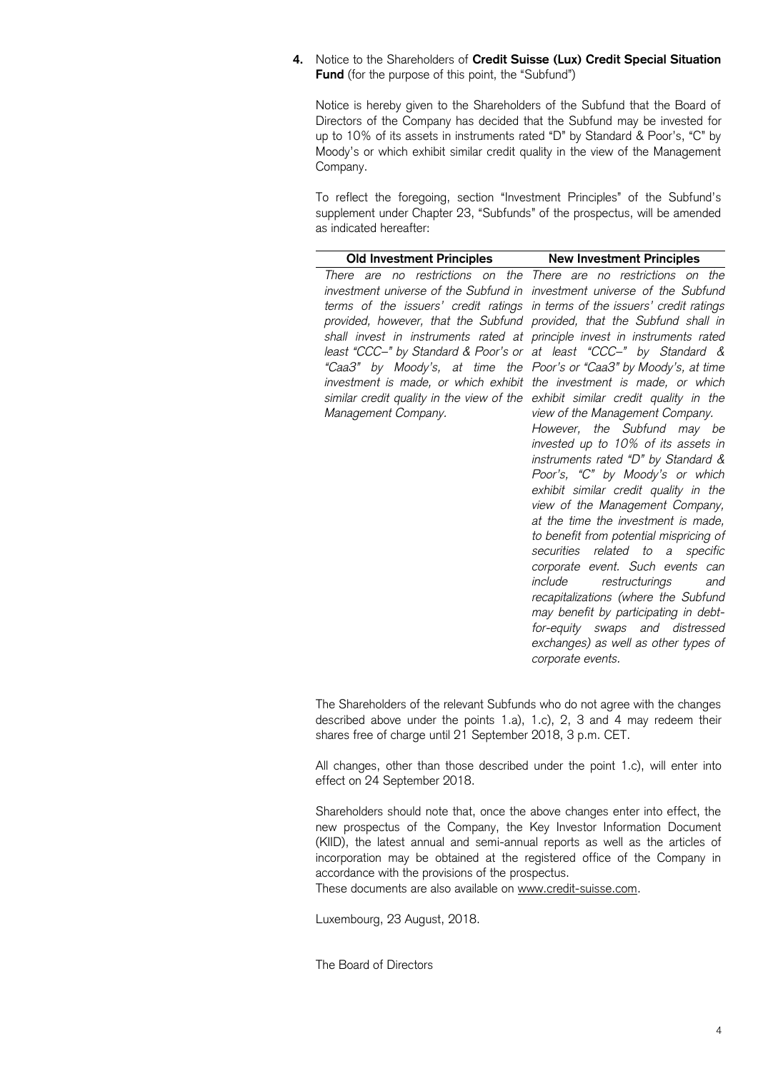4. Notice to the Shareholders of **Credit Suisse (Lux) Credit Special Situation Fund** (for the purpose of this point, the "Subfund")

Notice is hereby given to the Shareholders of the Subfund that the Board of Directors of the Company has decided that the Subfund may be invested for up to 10% of its assets in instruments rated "D" by Standard & Poor's, "C" by Moody's or which exhibit similar credit quality in the view of the Management Company.

To reflect the foregoing, section "Investment Principles" of the Subfund's supplement under Chapter 23, "Subfunds" of the prospectus, will be amended as indicated hereafter:

| Old Investment Principles | New Investment Principles |
| --- | --- |
| *There are no restrictions on the investment universe of the Subfund in terms of the issuers' credit ratings provided, however, that the Subfund shall invest in instruments rated at least "CCC–" by Standard & Poor's or "Caa3" by Moody's, at time the investment is made, or which exhibit similar credit quality in the view of the Management Company.* | *There are no restrictions on the investment universe of the Subfund in terms of the issuers' credit ratings provided, that the Subfund shall in principle invest in instruments rated at least "CCC–" by Standard & Poor's or "Caa3" by Moody's, at time the investment is made, or which exhibit similar credit quality in the view of the Management Company. However, the Subfund may be invested up to 10% of its assets in instruments rated "D" by Standard & Poor's, "C" by Moody's or which exhibit similar credit quality in the view of the Management Company, at the time the investment is made, to benefit from potential mispricing of securities related to a specific corporate event. Such events can include restructurings and recapitalizations (where the Subfund may benefit by participating in debt-for-equity swaps and distressed exchanges) as well as other types of corporate events.* |

The Shareholders of the relevant Subfunds who do not agree with the changes described above under the points 1.a), 1.c), 2, 3 and 4 may redeem their shares free of charge until 21 September 2018, 3 p.m. CET.

All changes, other than those described under the point 1.c), will enter into effect on 24 September 2018.

Shareholders should note that, once the above changes enter into effect, the new prospectus of the Company, the Key Investor Information Document (KIID), the latest annual and semi-annual reports as well as the articles of incorporation may be obtained at the registered office of the Company in accordance with the provisions of the prospectus.
These documents are also available on www.credit-suisse.com.

Luxembourg, 23 August, 2018.

The Board of Directors